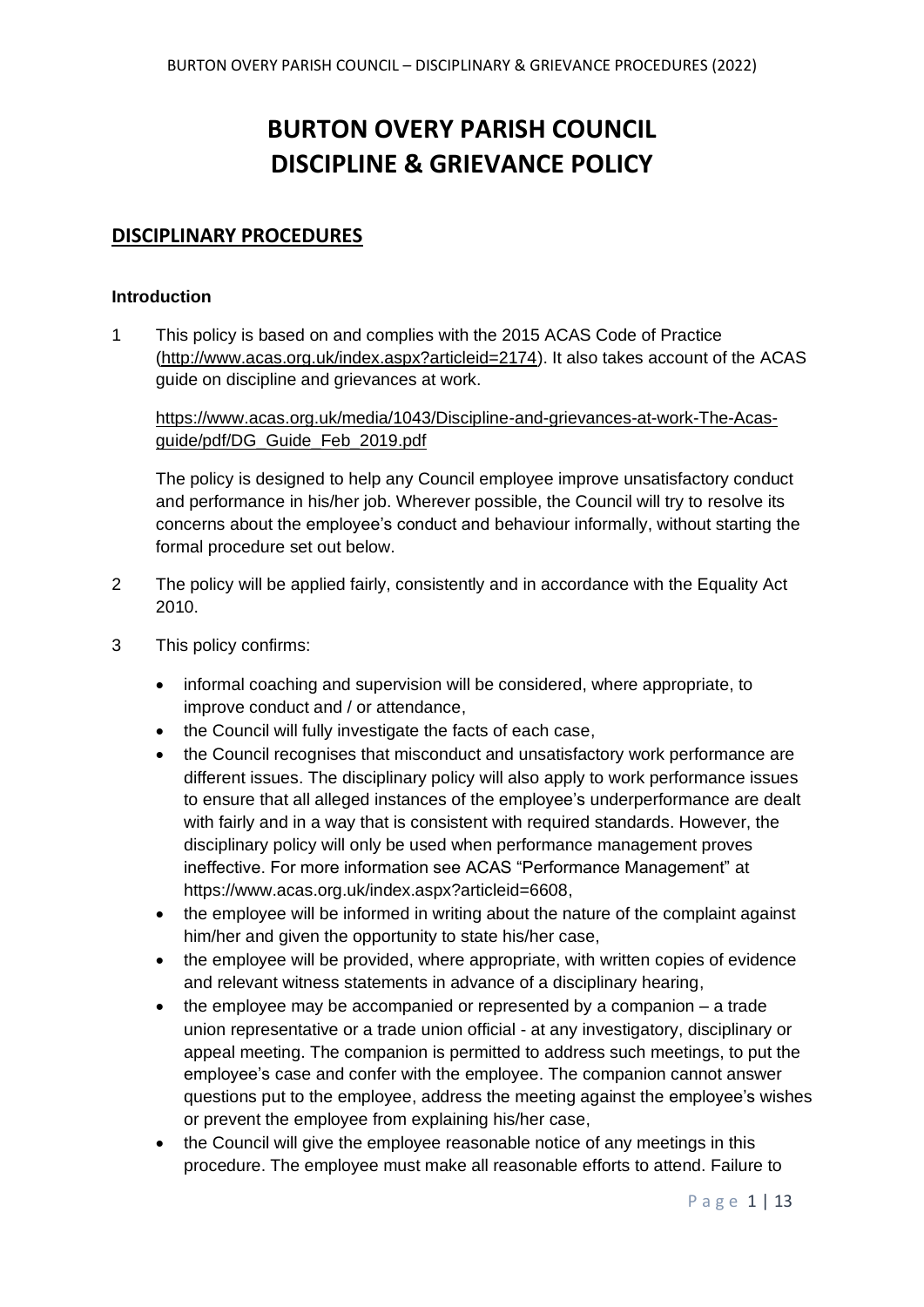# BURTON OVERY PARISH COUNCIL
# DISCIPLINE & GRIEVANCE POLICY

## DISCIPLINARY PROCEDURES

### Introduction

1 This policy is based on and complies with the 2015 ACAS Code of Practice (http://www.acas.org.uk/index.aspx?articleid=2174). It also takes account of the ACAS guide on discipline and grievances at work.

   https://www.acas.org.uk/media/1043/Discipline-and-grievances-at-work-The-Acas-guide/pdf/DG_Guide_Feb_2019.pdf

   The policy is designed to help any Council employee improve unsatisfactory conduct and performance in his/her job. Wherever possible, the Council will try to resolve its concerns about the employee's conduct and behaviour informally, without starting the formal procedure set out below.

2 The policy will be applied fairly, consistently and in accordance with the Equality Act 2010.

3 This policy confirms:

- informal coaching and supervision will be considered, where appropriate, to improve conduct and / or attendance,
- the Council will fully investigate the facts of each case,
- the Council recognises that misconduct and unsatisfactory work performance are different issues. The disciplinary policy will also apply to work performance issues to ensure that all alleged instances of the employee's underperformance are dealt with fairly and in a way that is consistent with required standards. However, the disciplinary policy will only be used when performance management proves ineffective. For more information see ACAS "Performance Management" at https://www.acas.org.uk/index.aspx?articleid=6608,
- the employee will be informed in writing about the nature of the complaint against him/her and given the opportunity to state his/her case,
- the employee will be provided, where appropriate, with written copies of evidence and relevant witness statements in advance of a disciplinary hearing,
- the employee may be accompanied or represented by a companion – a trade union representative or a trade union official - at any investigatory, disciplinary or appeal meeting. The companion is permitted to address such meetings, to put the employee's case and confer with the employee. The companion cannot answer questions put to the employee, address the meeting against the employee's wishes or prevent the employee from explaining his/her case,
- the Council will give the employee reasonable notice of any meetings in this procedure. The employee must make all reasonable efforts to attend. Failure to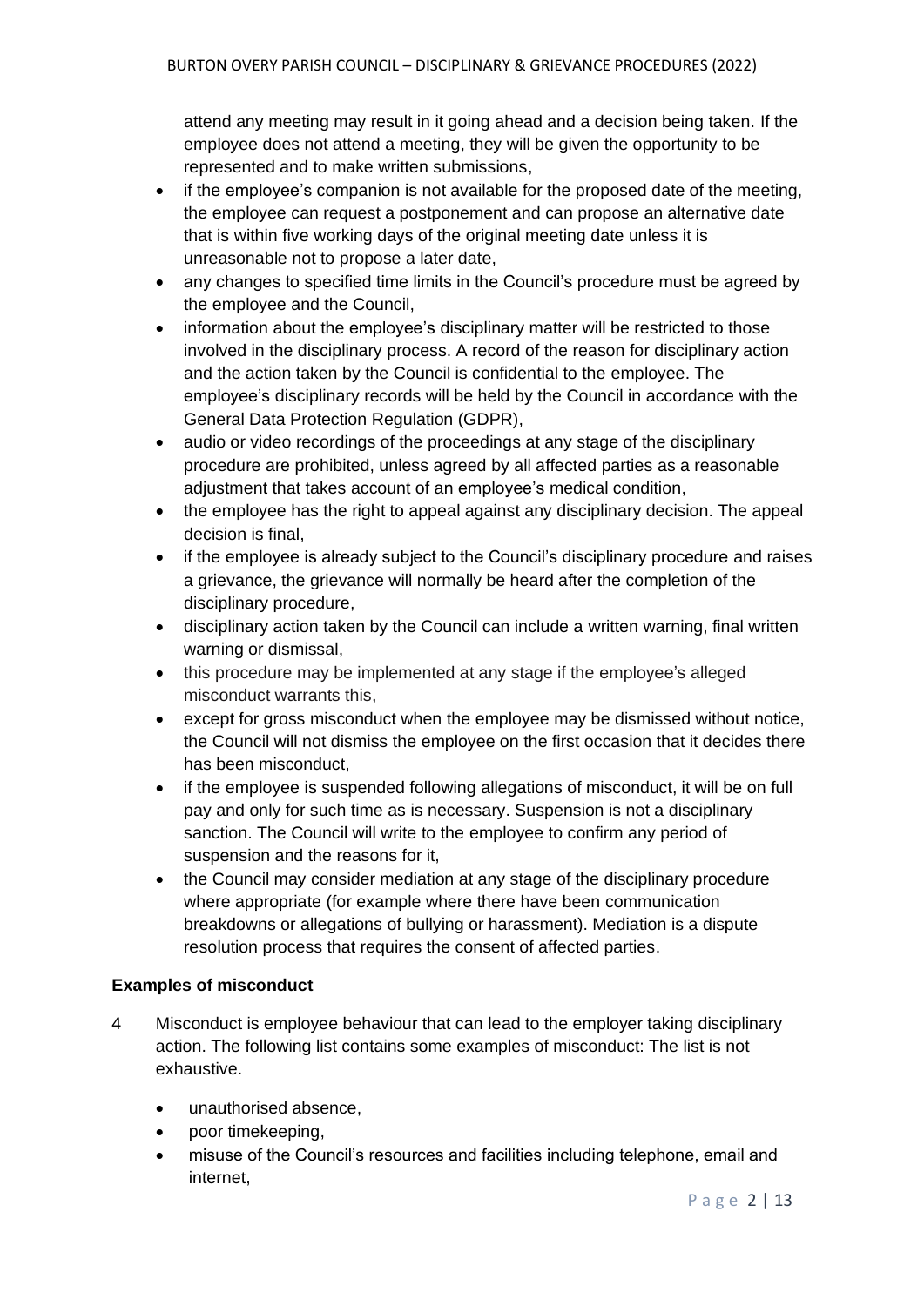attend any meeting may result in it going ahead and a decision being taken. If the employee does not attend a meeting, they will be given the opportunity to be represented and to make written submissions,

- if the employee's companion is not available for the proposed date of the meeting, the employee can request a postponement and can propose an alternative date that is within five working days of the original meeting date unless it is unreasonable not to propose a later date,
- any changes to specified time limits in the Council's procedure must be agreed by the employee and the Council,
- information about the employee's disciplinary matter will be restricted to those involved in the disciplinary process. A record of the reason for disciplinary action and the action taken by the Council is confidential to the employee. The employee's disciplinary records will be held by the Council in accordance with the General Data Protection Regulation (GDPR),
- audio or video recordings of the proceedings at any stage of the disciplinary procedure are prohibited, unless agreed by all affected parties as a reasonable adjustment that takes account of an employee's medical condition,
- the employee has the right to appeal against any disciplinary decision. The appeal decision is final,
- if the employee is already subject to the Council's disciplinary procedure and raises a grievance, the grievance will normally be heard after the completion of the disciplinary procedure,
- disciplinary action taken by the Council can include a written warning, final written warning or dismissal,
- this procedure may be implemented at any stage if the employee's alleged misconduct warrants this,
- except for gross misconduct when the employee may be dismissed without notice, the Council will not dismiss the employee on the first occasion that it decides there has been misconduct,
- if the employee is suspended following allegations of misconduct, it will be on full pay and only for such time as is necessary. Suspension is not a disciplinary sanction. The Council will write to the employee to confirm any period of suspension and the reasons for it,
- the Council may consider mediation at any stage of the disciplinary procedure where appropriate (for example where there have been communication breakdowns or allegations of bullying or harassment). Mediation is a dispute resolution process that requires the consent of affected parties.

**Examples of misconduct**

4 Misconduct is employee behaviour that can lead to the employer taking disciplinary action. The following list contains some examples of misconduct: The list is not exhaustive.

- unauthorised absence,
- poor timekeeping,
- misuse of the Council's resources and facilities including telephone, email and internet,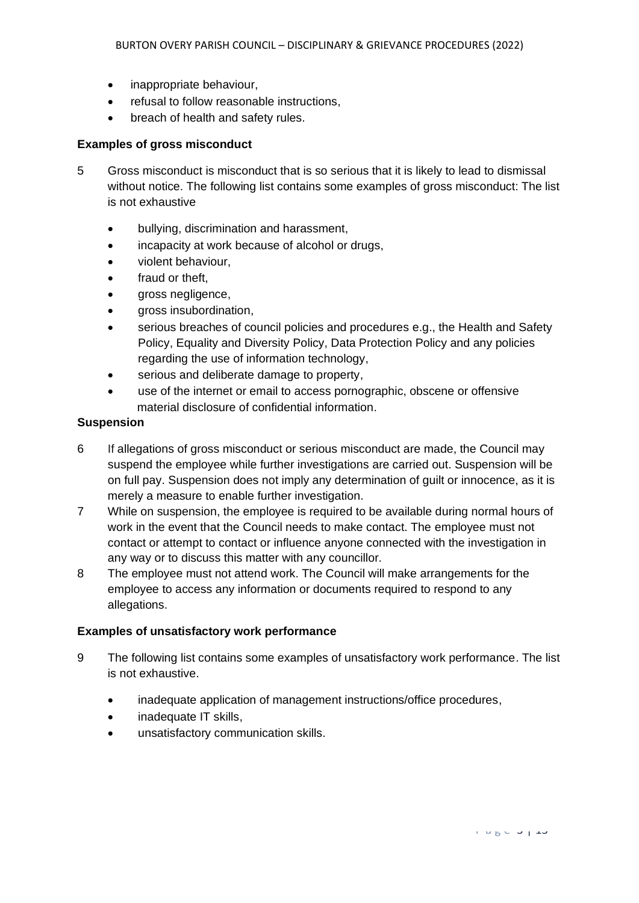- inappropriate behaviour,
- refusal to follow reasonable instructions,
- breach of health and safety rules.

**Examples of gross misconduct**

5 Gross misconduct is misconduct that is so serious that it is likely to lead to dismissal without notice. The following list contains some examples of gross misconduct: The list is not exhaustive

- bullying, discrimination and harassment,
- incapacity at work because of alcohol or drugs,
- violent behaviour,
- fraud or theft,
- gross negligence,
- gross insubordination,
- serious breaches of council policies and procedures e.g., the Health and Safety Policy, Equality and Diversity Policy, Data Protection Policy and any policies regarding the use of information technology,
- serious and deliberate damage to property,
- use of the internet or email to access pornographic, obscene or offensive material disclosure of confidential information.

**Suspension**

6 If allegations of gross misconduct or serious misconduct are made, the Council may suspend the employee while further investigations are carried out. Suspension will be on full pay. Suspension does not imply any determination of guilt or innocence, as it is merely a measure to enable further investigation.

7 While on suspension, the employee is required to be available during normal hours of work in the event that the Council needs to make contact. The employee must not contact or attempt to contact or influence anyone connected with the investigation in any way or to discuss this matter with any councillor.

8 The employee must not attend work. The Council will make arrangements for the employee to access any information or documents required to respond to any allegations.

**Examples of unsatisfactory work performance**

9 The following list contains some examples of unsatisfactory work performance. The list is not exhaustive.

- inadequate application of management instructions/office procedures,
- inadequate IT skills,
- unsatisfactory communication skills.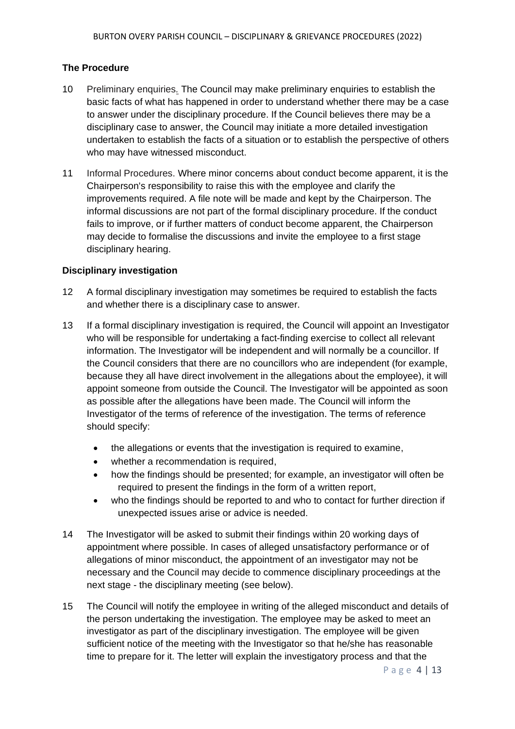**The Procedure**

10 Preliminary enquiries. The Council may make preliminary enquiries to establish the basic facts of what has happened in order to understand whether there may be a case to answer under the disciplinary procedure. If the Council believes there may be a disciplinary case to answer, the Council may initiate a more detailed investigation undertaken to establish the facts of a situation or to establish the perspective of others who may have witnessed misconduct.

11 Informal Procedures. Where minor concerns about conduct become apparent, it is the Chairperson's responsibility to raise this with the employee and clarify the improvements required. A file note will be made and kept by the Chairperson. The informal discussions are not part of the formal disciplinary procedure. If the conduct fails to improve, or if further matters of conduct become apparent, the Chairperson may decide to formalise the discussions and invite the employee to a first stage disciplinary hearing.

**Disciplinary investigation**

12 A formal disciplinary investigation may sometimes be required to establish the facts and whether there is a disciplinary case to answer.

13 If a formal disciplinary investigation is required, the Council will appoint an Investigator who will be responsible for undertaking a fact-finding exercise to collect all relevant information. The Investigator will be independent and will normally be a councillor. If the Council considers that there are no councillors who are independent (for example, because they all have direct involvement in the allegations about the employee), it will appoint someone from outside the Council. The Investigator will be appointed as soon as possible after the allegations have been made. The Council will inform the Investigator of the terms of reference of the investigation. The terms of reference should specify:

- the allegations or events that the investigation is required to examine,
- whether a recommendation is required,
- how the findings should be presented; for example, an investigator will often be required to present the findings in the form of a written report,
- who the findings should be reported to and who to contact for further direction if unexpected issues arise or advice is needed.

14 The Investigator will be asked to submit their findings within 20 working days of appointment where possible. In cases of alleged unsatisfactory performance or of allegations of minor misconduct, the appointment of an investigator may not be necessary and the Council may decide to commence disciplinary proceedings at the next stage - the disciplinary meeting (see below).

15 The Council will notify the employee in writing of the alleged misconduct and details of the person undertaking the investigation. The employee may be asked to meet an investigator as part of the disciplinary investigation. The employee will be given sufficient notice of the meeting with the Investigator so that he/she has reasonable time to prepare for it. The letter will explain the investigatory process and that the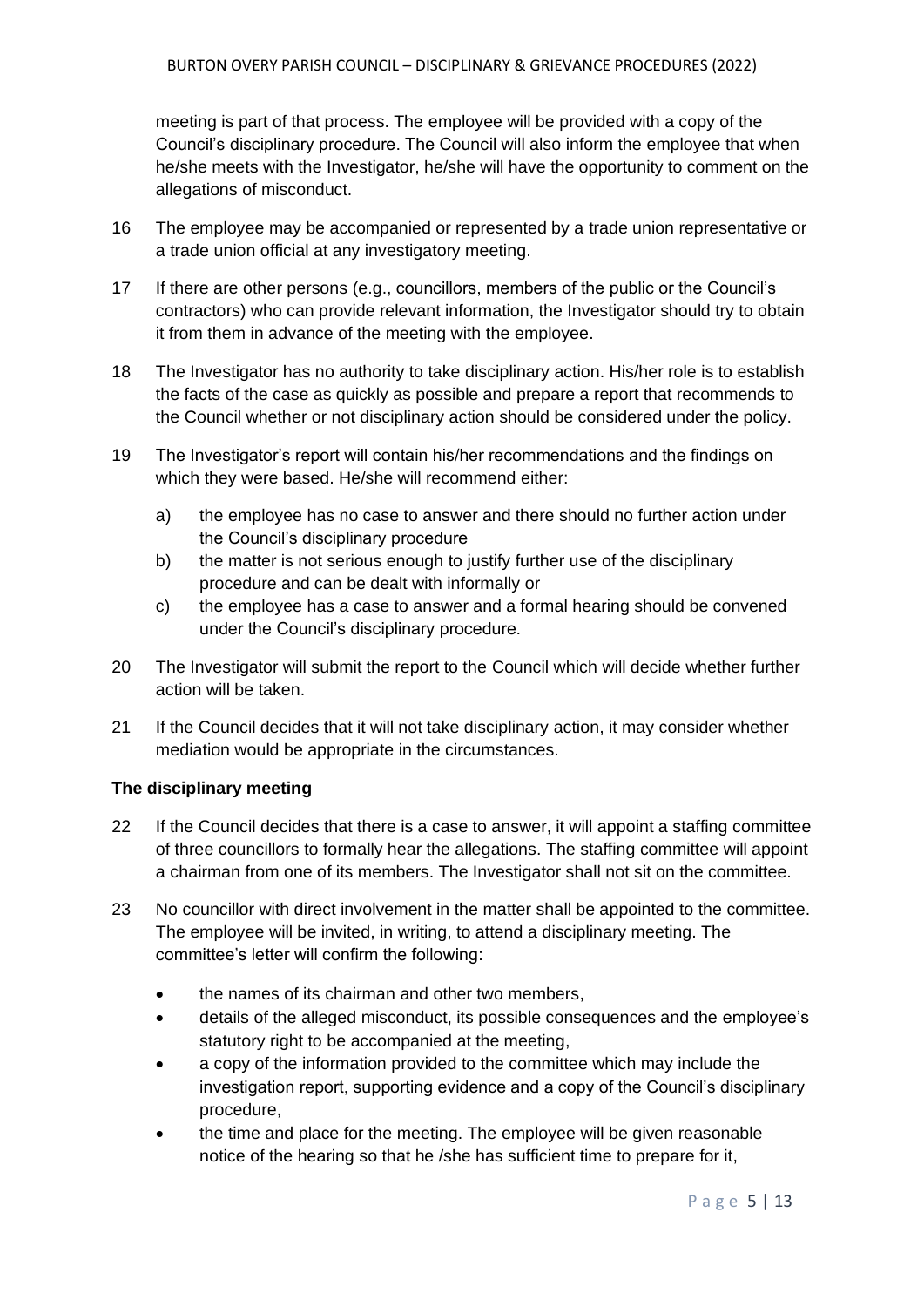meeting is part of that process. The employee will be provided with a copy of the Council's disciplinary procedure. The Council will also inform the employee that when he/she meets with the Investigator, he/she will have the opportunity to comment on the allegations of misconduct.

16 The employee may be accompanied or represented by a trade union representative or a trade union official at any investigatory meeting.

17 If there are other persons (e.g., councillors, members of the public or the Council's contractors) who can provide relevant information, the Investigator should try to obtain it from them in advance of the meeting with the employee.

18 The Investigator has no authority to take disciplinary action. His/her role is to establish the facts of the case as quickly as possible and prepare a report that recommends to the Council whether or not disciplinary action should be considered under the policy.

19 The Investigator's report will contain his/her recommendations and the findings on which they were based. He/she will recommend either:

   a) the employee has no case to answer and there should no further action under the Council's disciplinary procedure
   b) the matter is not serious enough to justify further use of the disciplinary procedure and can be dealt with informally or
   c) the employee has a case to answer and a formal hearing should be convened under the Council's disciplinary procedure.

20 The Investigator will submit the report to the Council which will decide whether further action will be taken.

21 If the Council decides that it will not take disciplinary action, it may consider whether mediation would be appropriate in the circumstances.

**The disciplinary meeting**

22 If the Council decides that there is a case to answer, it will appoint a staffing committee of three councillors to formally hear the allegations. The staffing committee will appoint a chairman from one of its members. The Investigator shall not sit on the committee.

23 No councillor with direct involvement in the matter shall be appointed to the committee. The employee will be invited, in writing, to attend a disciplinary meeting. The committee's letter will confirm the following:

- the names of its chairman and other two members,
- details of the alleged misconduct, its possible consequences and the employee's statutory right to be accompanied at the meeting,
- a copy of the information provided to the committee which may include the investigation report, supporting evidence and a copy of the Council's disciplinary procedure,
- the time and place for the meeting. The employee will be given reasonable notice of the hearing so that he /she has sufficient time to prepare for it,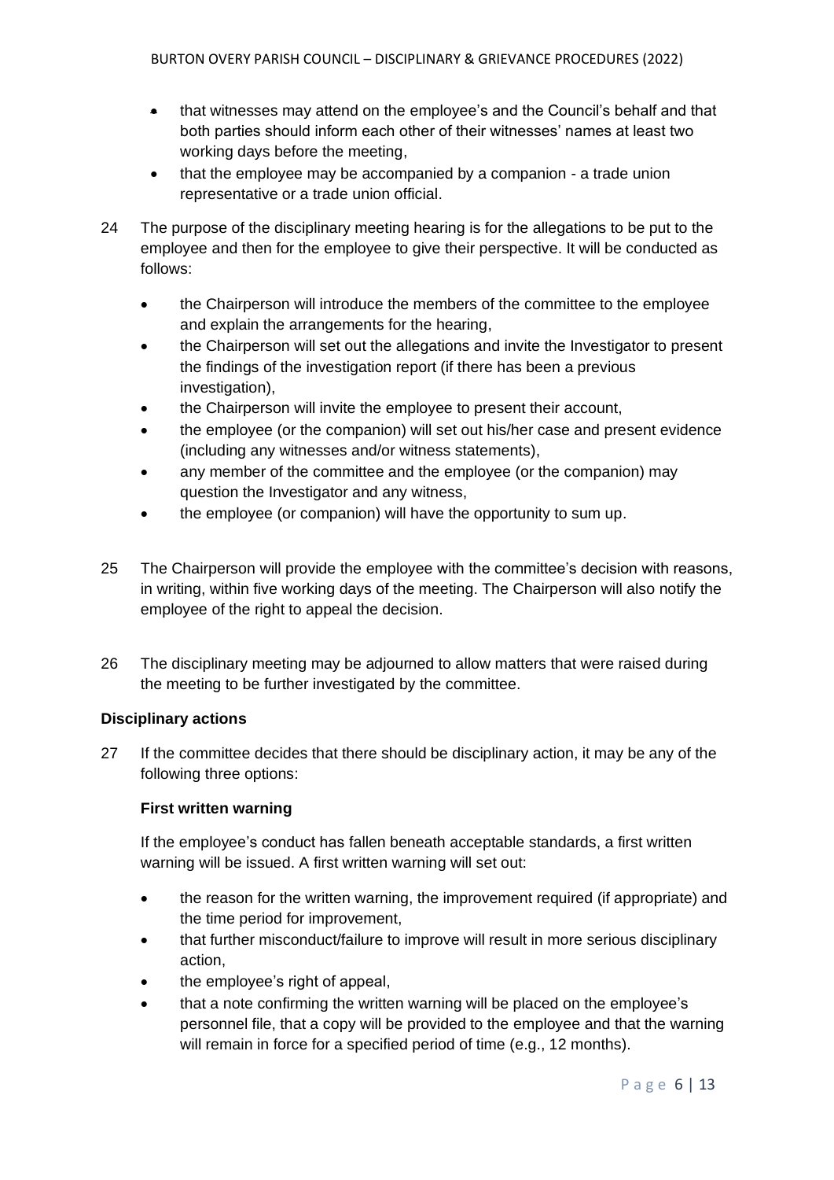- that witnesses may attend on the employee's and the Council's behalf and that both parties should inform each other of their witnesses' names at least two working days before the meeting,
- that the employee may be accompanied by a companion - a trade union representative or a trade union official.

24 The purpose of the disciplinary meeting hearing is for the allegations to be put to the employee and then for the employee to give their perspective. It will be conducted as follows:

- the Chairperson will introduce the members of the committee to the employee and explain the arrangements for the hearing,
- the Chairperson will set out the allegations and invite the Investigator to present the findings of the investigation report (if there has been a previous investigation),
- the Chairperson will invite the employee to present their account,
- the employee (or the companion) will set out his/her case and present evidence (including any witnesses and/or witness statements),
- any member of the committee and the employee (or the companion) may question the Investigator and any witness,
- the employee (or companion) will have the opportunity to sum up.

25 The Chairperson will provide the employee with the committee's decision with reasons, in writing, within five working days of the meeting. The Chairperson will also notify the employee of the right to appeal the decision.

26 The disciplinary meeting may be adjourned to allow matters that were raised during the meeting to be further investigated by the committee.

### Disciplinary actions

27 If the committee decides that there should be disciplinary action, it may be any of the following three options:

**First written warning**

If the employee's conduct has fallen beneath acceptable standards, a first written warning will be issued. A first written warning will set out:

- the reason for the written warning, the improvement required (if appropriate) and the time period for improvement,
- that further misconduct/failure to improve will result in more serious disciplinary action,
- the employee's right of appeal,
- that a note confirming the written warning will be placed on the employee's personnel file, that a copy will be provided to the employee and that the warning will remain in force for a specified period of time (e.g., 12 months).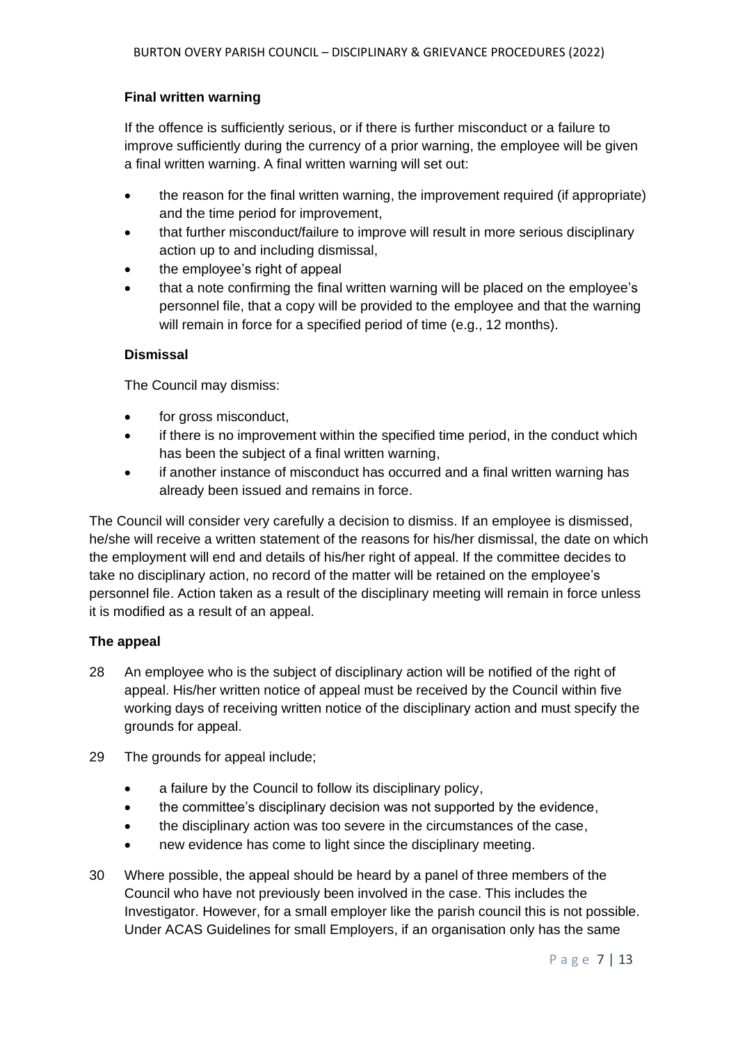**Final written warning**

If the offence is sufficiently serious, or if there is further misconduct or a failure to improve sufficiently during the currency of a prior warning, the employee will be given a final written warning. A final written warning will set out:

- the reason for the final written warning, the improvement required (if appropriate) and the time period for improvement,
- that further misconduct/failure to improve will result in more serious disciplinary action up to and including dismissal,
- the employee's right of appeal
- that a note confirming the final written warning will be placed on the employee's personnel file, that a copy will be provided to the employee and that the warning will remain in force for a specified period of time (e.g., 12 months).

**Dismissal**

The Council may dismiss:

- for gross misconduct,
- if there is no improvement within the specified time period, in the conduct which has been the subject of a final written warning,
- if another instance of misconduct has occurred and a final written warning has already been issued and remains in force.

The Council will consider very carefully a decision to dismiss. If an employee is dismissed, he/she will receive a written statement of the reasons for his/her dismissal, the date on which the employment will end and details of his/her right of appeal. If the committee decides to take no disciplinary action, no record of the matter will be retained on the employee's personnel file. Action taken as a result of the disciplinary meeting will remain in force unless it is modified as a result of an appeal.

**The appeal**

28 An employee who is the subject of disciplinary action will be notified of the right of appeal. His/her written notice of appeal must be received by the Council within five working days of receiving written notice of the disciplinary action and must specify the grounds for appeal.

29 The grounds for appeal include;

- a failure by the Council to follow its disciplinary policy,
- the committee's disciplinary decision was not supported by the evidence,
- the disciplinary action was too severe in the circumstances of the case,
- new evidence has come to light since the disciplinary meeting.

30 Where possible, the appeal should be heard by a panel of three members of the Council who have not previously been involved in the case. This includes the Investigator. However, for a small employer like the parish council this is not possible. Under ACAS Guidelines for small Employers, if an organisation only has the same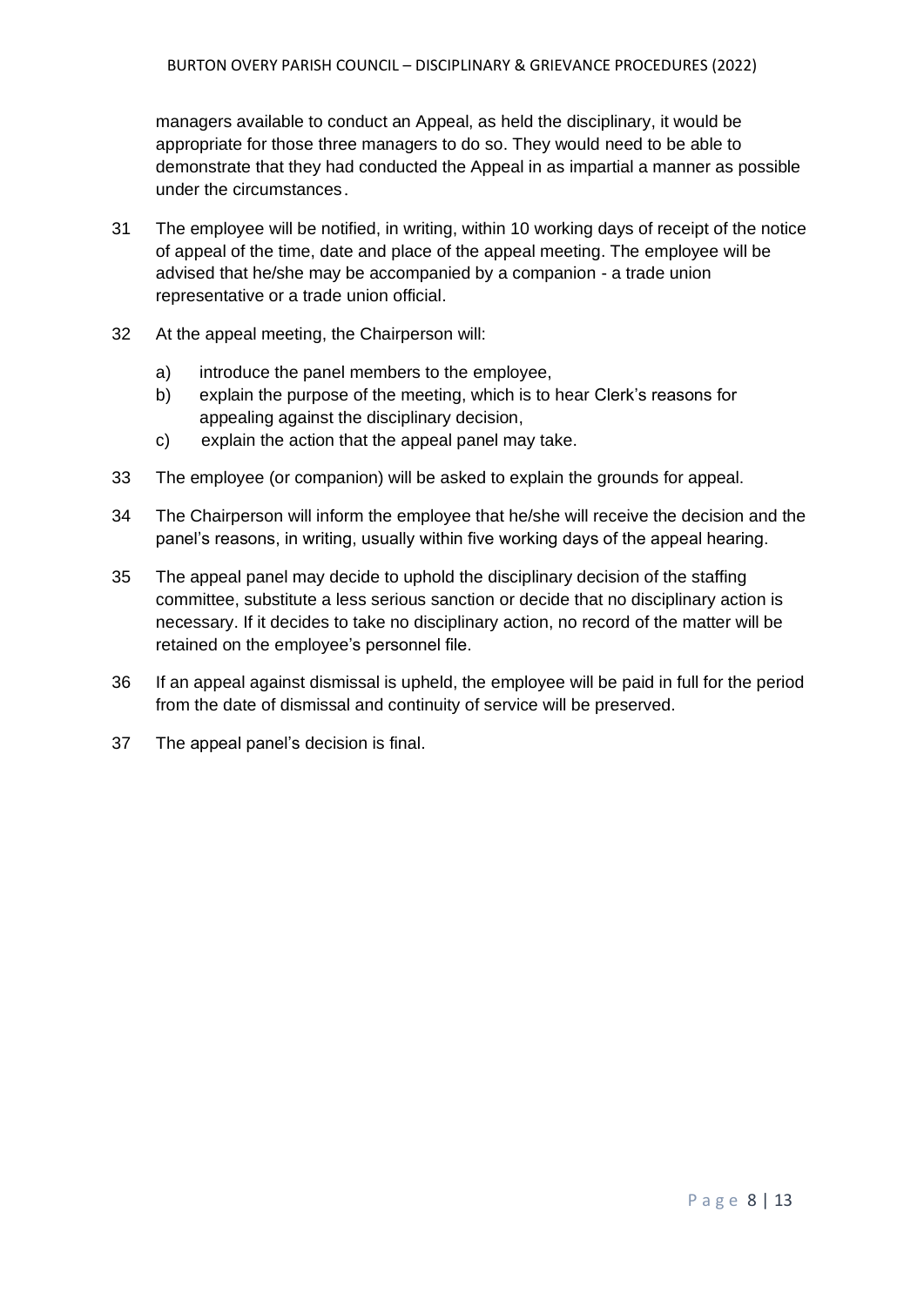managers available to conduct an Appeal, as held the disciplinary, it would be appropriate for those three managers to do so. They would need to be able to demonstrate that they had conducted the Appeal in as impartial a manner as possible under the circumstances.

31 The employee will be notified, in writing, within 10 working days of receipt of the notice of appeal of the time, date and place of the appeal meeting. The employee will be advised that he/she may be accompanied by a companion - a trade union representative or a trade union official.

32 At the appeal meeting, the Chairperson will:

   a) introduce the panel members to the employee,
   b) explain the purpose of the meeting, which is to hear Clerk's reasons for appealing against the disciplinary decision,
   c) explain the action that the appeal panel may take.

33 The employee (or companion) will be asked to explain the grounds for appeal.

34 The Chairperson will inform the employee that he/she will receive the decision and the panel's reasons, in writing, usually within five working days of the appeal hearing.

35 The appeal panel may decide to uphold the disciplinary decision of the staffing committee, substitute a less serious sanction or decide that no disciplinary action is necessary. If it decides to take no disciplinary action, no record of the matter will be retained on the employee's personnel file.

36 If an appeal against dismissal is upheld, the employee will be paid in full for the period from the date of dismissal and continuity of service will be preserved.

37 The appeal panel's decision is final.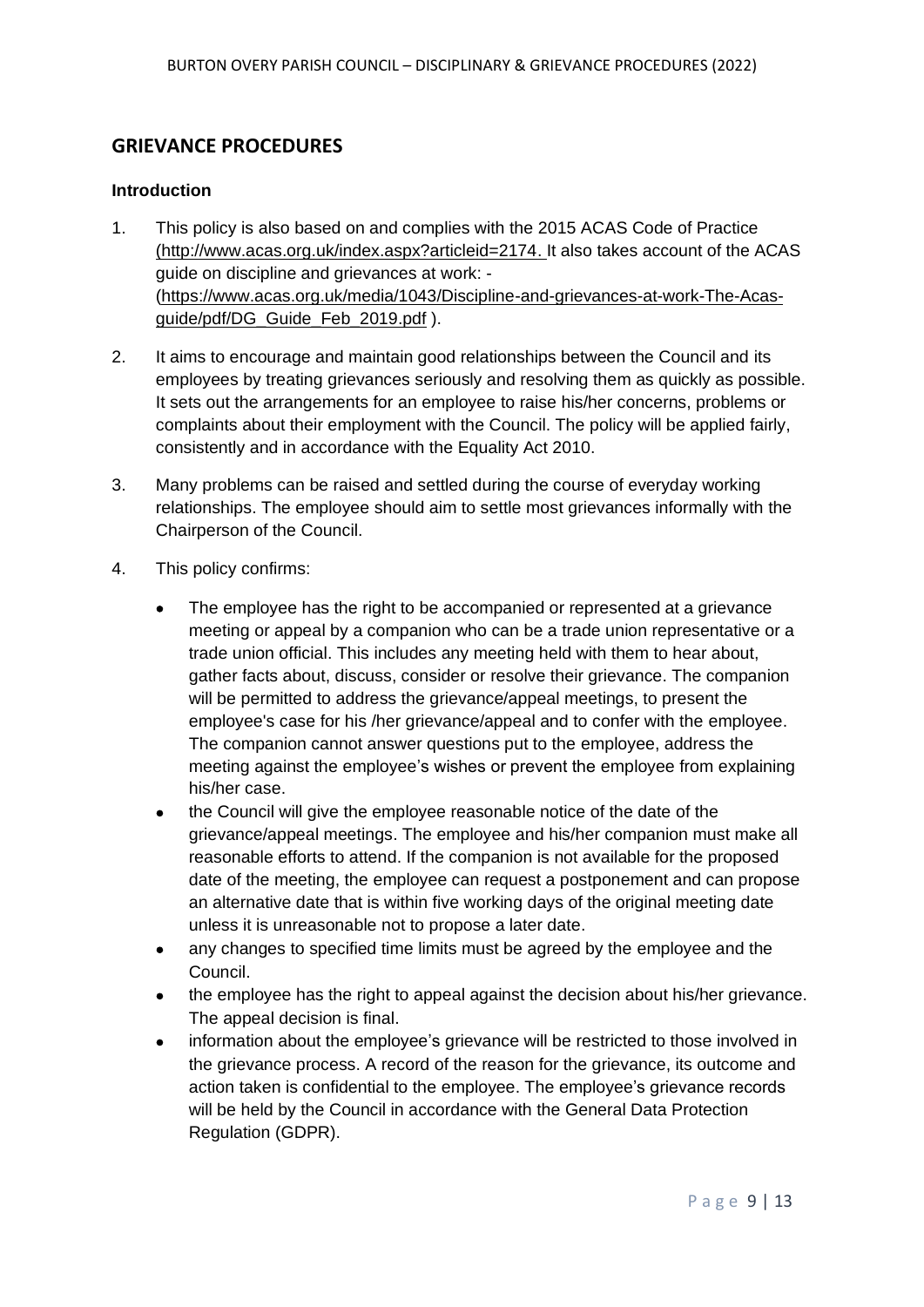## GRIEVANCE PROCEDURES

### Introduction

1. This policy is also based on and complies with the 2015 ACAS Code of Practice (http://www.acas.org.uk/index.aspx?articleid=2174. It also takes account of the ACAS guide on discipline and grievances at work: - (https://www.acas.org.uk/media/1043/Discipline-and-grievances-at-work-The-Acas-guide/pdf/DG_Guide_Feb_2019.pdf ).

2. It aims to encourage and maintain good relationships between the Council and its employees by treating grievances seriously and resolving them as quickly as possible. It sets out the arrangements for an employee to raise his/her concerns, problems or complaints about their employment with the Council. The policy will be applied fairly, consistently and in accordance with the Equality Act 2010.

3. Many problems can be raised and settled during the course of everyday working relationships. The employee should aim to settle most grievances informally with the Chairperson of the Council.

4. This policy confirms:

   - The employee has the right to be accompanied or represented at a grievance meeting or appeal by a companion who can be a trade union representative or a trade union official. This includes any meeting held with them to hear about, gather facts about, discuss, consider or resolve their grievance. The companion will be permitted to address the grievance/appeal meetings, to present the employee's case for his /her grievance/appeal and to confer with the employee. The companion cannot answer questions put to the employee, address the meeting against the employee's wishes or prevent the employee from explaining his/her case.
   - the Council will give the employee reasonable notice of the date of the grievance/appeal meetings. The employee and his/her companion must make all reasonable efforts to attend. If the companion is not available for the proposed date of the meeting, the employee can request a postponement and can propose an alternative date that is within five working days of the original meeting date unless it is unreasonable not to propose a later date.
   - any changes to specified time limits must be agreed by the employee and the Council.
   - the employee has the right to appeal against the decision about his/her grievance. The appeal decision is final.
   - information about the employee's grievance will be restricted to those involved in the grievance process. A record of the reason for the grievance, its outcome and action taken is confidential to the employee. The employee's grievance records will be held by the Council in accordance with the General Data Protection Regulation (GDPR).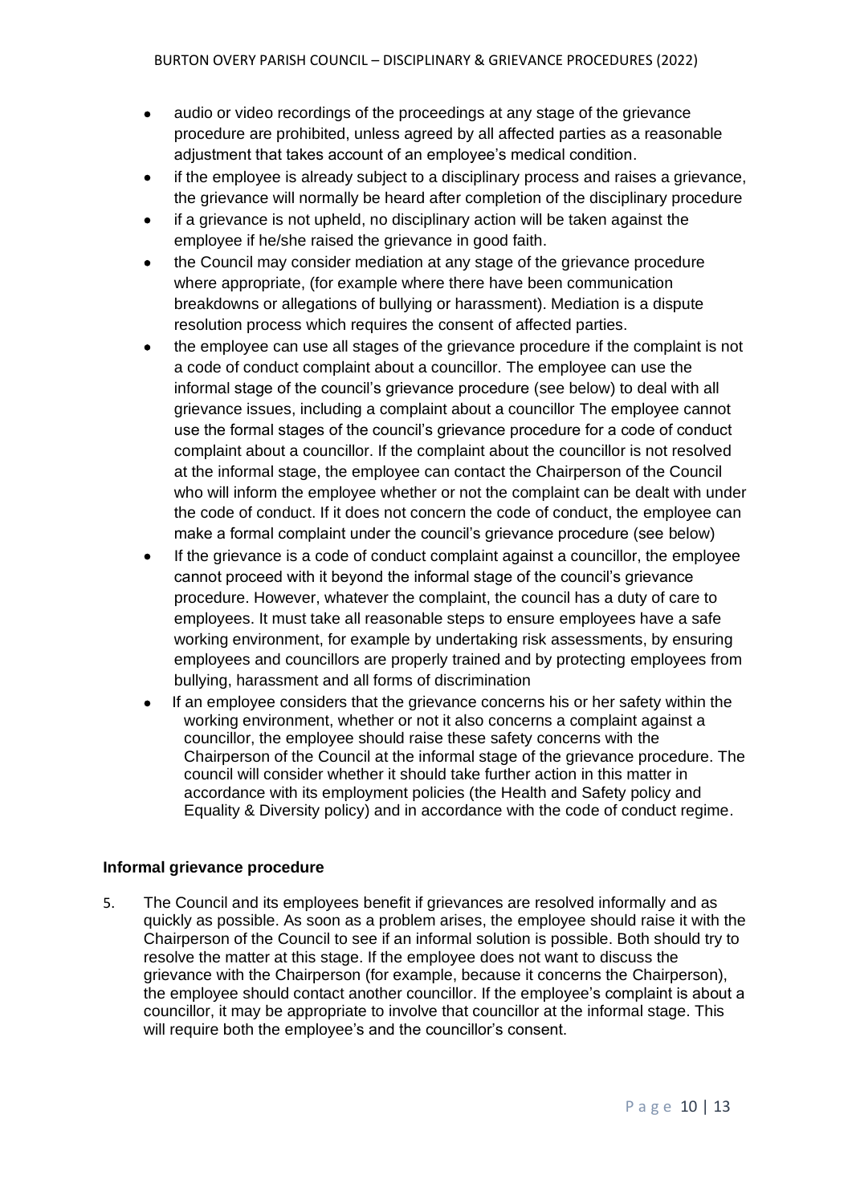- audio or video recordings of the proceedings at any stage of the grievance procedure are prohibited, unless agreed by all affected parties as a reasonable adjustment that takes account of an employee's medical condition.
- if the employee is already subject to a disciplinary process and raises a grievance, the grievance will normally be heard after completion of the disciplinary procedure
- if a grievance is not upheld, no disciplinary action will be taken against the employee if he/she raised the grievance in good faith.
- the Council may consider mediation at any stage of the grievance procedure where appropriate, (for example where there have been communication breakdowns or allegations of bullying or harassment). Mediation is a dispute resolution process which requires the consent of affected parties.
- the employee can use all stages of the grievance procedure if the complaint is not a code of conduct complaint about a councillor. The employee can use the informal stage of the council's grievance procedure (see below) to deal with all grievance issues, including a complaint about a councillor The employee cannot use the formal stages of the council's grievance procedure for a code of conduct complaint about a councillor. If the complaint about the councillor is not resolved at the informal stage, the employee can contact the Chairperson of the Council who will inform the employee whether or not the complaint can be dealt with under the code of conduct. If it does not concern the code of conduct, the employee can make a formal complaint under the council's grievance procedure (see below)
- If the grievance is a code of conduct complaint against a councillor, the employee cannot proceed with it beyond the informal stage of the council's grievance procedure. However, whatever the complaint, the council has a duty of care to employees. It must take all reasonable steps to ensure employees have a safe working environment, for example by undertaking risk assessments, by ensuring employees and councillors are properly trained and by protecting employees from bullying, harassment and all forms of discrimination
- If an employee considers that the grievance concerns his or her safety within the working environment, whether or not it also concerns a complaint against a councillor, the employee should raise these safety concerns with the Chairperson of the Council at the informal stage of the grievance procedure. The council will consider whether it should take further action in this matter in accordance with its employment policies (the Health and Safety policy and Equality & Diversity policy) and in accordance with the code of conduct regime.

### Informal grievance procedure

5. The Council and its employees benefit if grievances are resolved informally and as quickly as possible. As soon as a problem arises, the employee should raise it with the Chairperson of the Council to see if an informal solution is possible. Both should try to resolve the matter at this stage. If the employee does not want to discuss the grievance with the Chairperson (for example, because it concerns the Chairperson), the employee should contact another councillor. If the employee's complaint is about a councillor, it may be appropriate to involve that councillor at the informal stage. This will require both the employee's and the councillor's consent.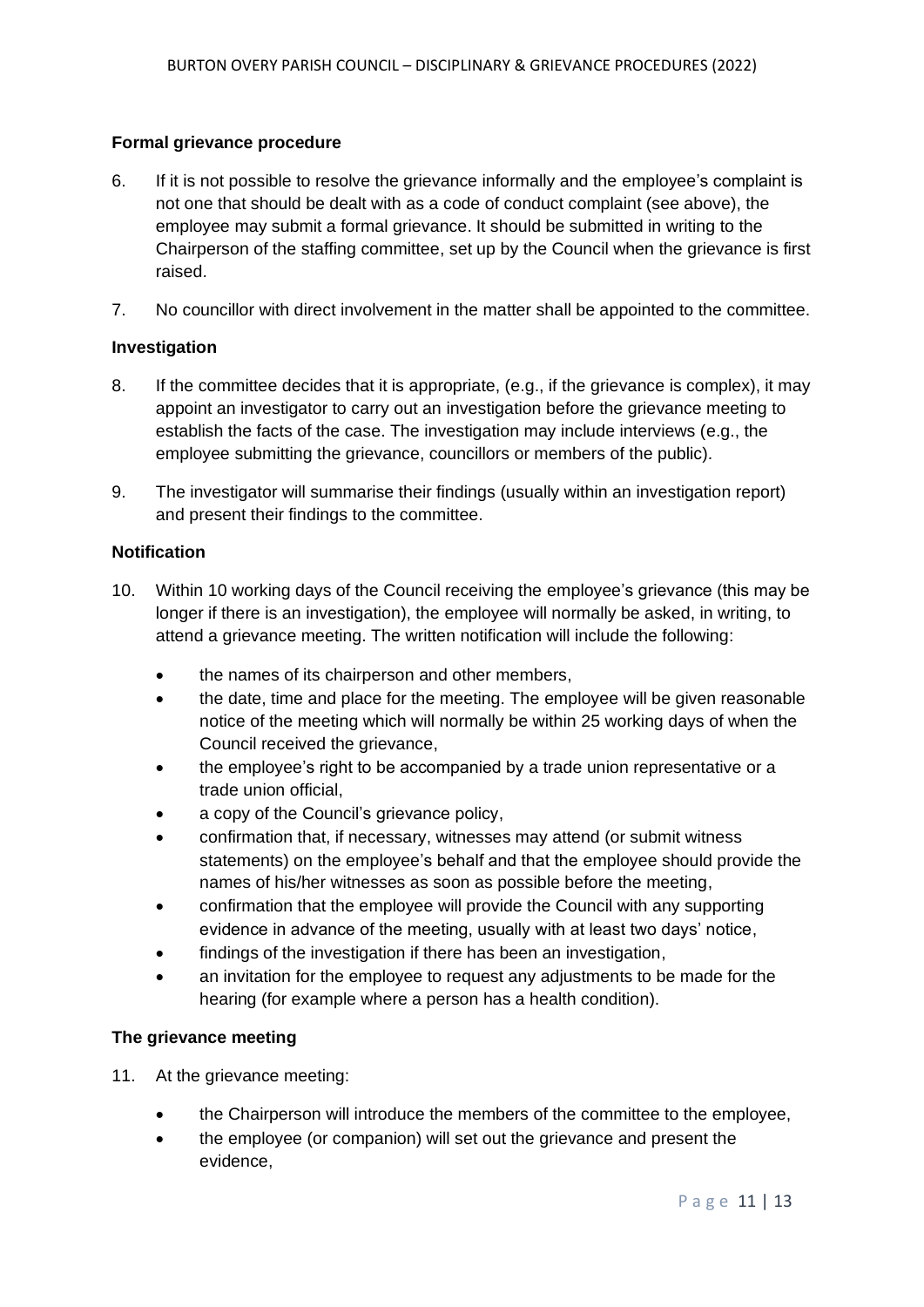### Formal grievance procedure

6. If it is not possible to resolve the grievance informally and the employee's complaint is not one that should be dealt with as a code of conduct complaint (see above), the employee may submit a formal grievance. It should be submitted in writing to the Chairperson of the staffing committee, set up by the Council when the grievance is first raised.

7. No councillor with direct involvement in the matter shall be appointed to the committee.

### Investigation

8. If the committee decides that it is appropriate, (e.g., if the grievance is complex), it may appoint an investigator to carry out an investigation before the grievance meeting to establish the facts of the case. The investigation may include interviews (e.g., the employee submitting the grievance, councillors or members of the public).

9. The investigator will summarise their findings (usually within an investigation report) and present their findings to the committee.

### Notification

10. Within 10 working days of the Council receiving the employee's grievance (this may be longer if there is an investigation), the employee will normally be asked, in writing, to attend a grievance meeting. The written notification will include the following:

    - the names of its chairperson and other members,
    - the date, time and place for the meeting. The employee will be given reasonable notice of the meeting which will normally be within 25 working days of when the Council received the grievance,
    - the employee's right to be accompanied by a trade union representative or a trade union official,
    - a copy of the Council's grievance policy,
    - confirmation that, if necessary, witnesses may attend (or submit witness statements) on the employee's behalf and that the employee should provide the names of his/her witnesses as soon as possible before the meeting,
    - confirmation that the employee will provide the Council with any supporting evidence in advance of the meeting, usually with at least two days' notice,
    - findings of the investigation if there has been an investigation,
    - an invitation for the employee to request any adjustments to be made for the hearing (for example where a person has a health condition).

### The grievance meeting

11. At the grievance meeting:

    - the Chairperson will introduce the members of the committee to the employee,
    - the employee (or companion) will set out the grievance and present the evidence,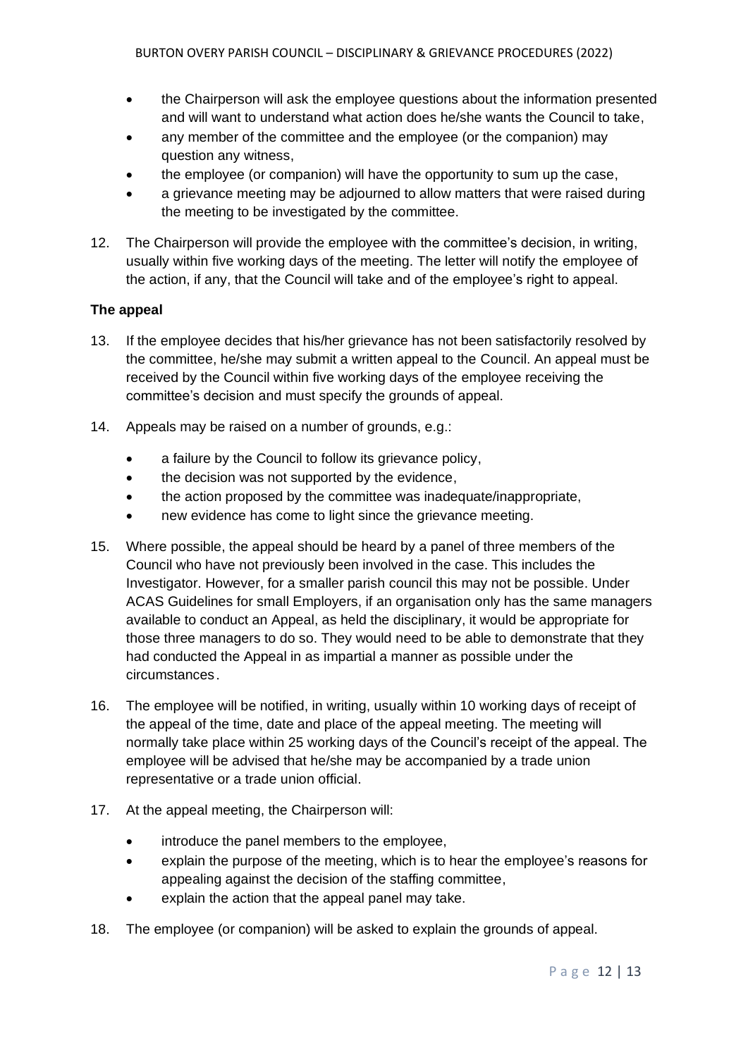- the Chairperson will ask the employee questions about the information presented and will want to understand what action does he/she wants the Council to take,
- any member of the committee and the employee (or the companion) may question any witness,
- the employee (or companion) will have the opportunity to sum up the case,
- a grievance meeting may be adjourned to allow matters that were raised during the meeting to be investigated by the committee.

12. The Chairperson will provide the employee with the committee's decision, in writing, usually within five working days of the meeting. The letter will notify the employee of the action, if any, that the Council will take and of the employee's right to appeal.

**The appeal**

13. If the employee decides that his/her grievance has not been satisfactorily resolved by the committee, he/she may submit a written appeal to the Council. An appeal must be received by the Council within five working days of the employee receiving the committee's decision and must specify the grounds of appeal.

14. Appeals may be raised on a number of grounds, e.g.:
    - a failure by the Council to follow its grievance policy,
    - the decision was not supported by the evidence,
    - the action proposed by the committee was inadequate/inappropriate,
    - new evidence has come to light since the grievance meeting.

15. Where possible, the appeal should be heard by a panel of three members of the Council who have not previously been involved in the case. This includes the Investigator. However, for a smaller parish council this may not be possible. Under ACAS Guidelines for small Employers, if an organisation only has the same managers available to conduct an Appeal, as held the disciplinary, it would be appropriate for those three managers to do so. They would need to be able to demonstrate that they had conducted the Appeal in as impartial a manner as possible under the circumstances.

16. The employee will be notified, in writing, usually within 10 working days of receipt of the appeal of the time, date and place of the appeal meeting. The meeting will normally take place within 25 working days of the Council's receipt of the appeal. The employee will be advised that he/she may be accompanied by a trade union representative or a trade union official.

17. At the appeal meeting, the Chairperson will:
    - introduce the panel members to the employee,
    - explain the purpose of the meeting, which is to hear the employee's reasons for appealing against the decision of the staffing committee,
    - explain the action that the appeal panel may take.

18. The employee (or companion) will be asked to explain the grounds of appeal.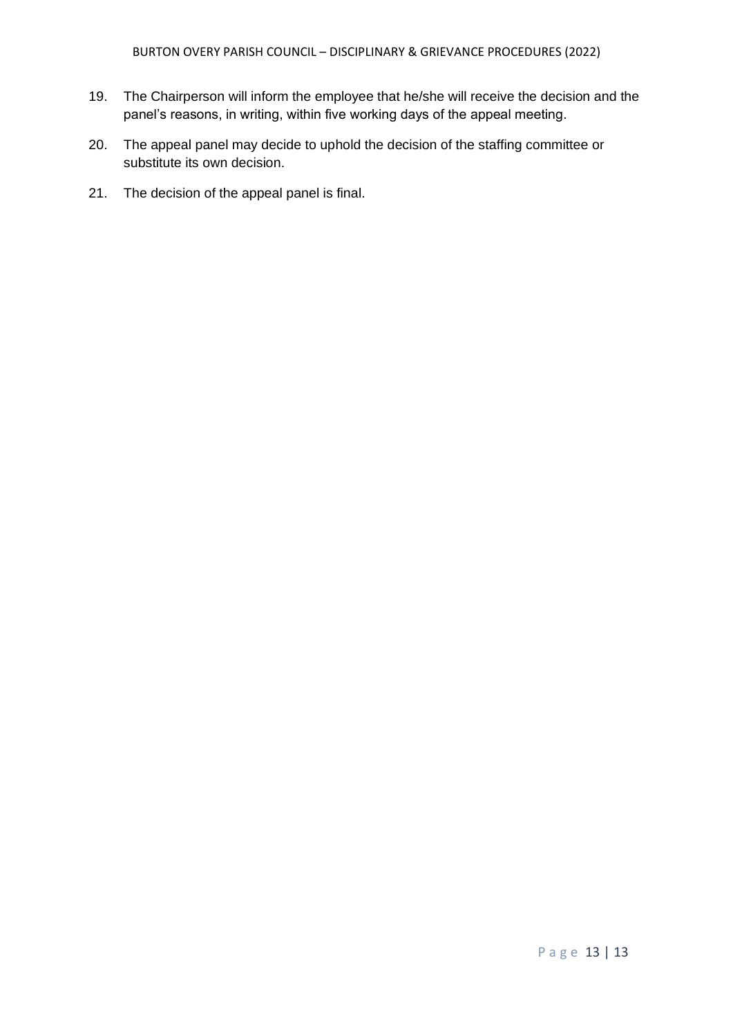19. The Chairperson will inform the employee that he/she will receive the decision and the panel's reasons, in writing, within five working days of the appeal meeting.

20. The appeal panel may decide to uphold the decision of the staffing committee or substitute its own decision.

21. The decision of the appeal panel is final.